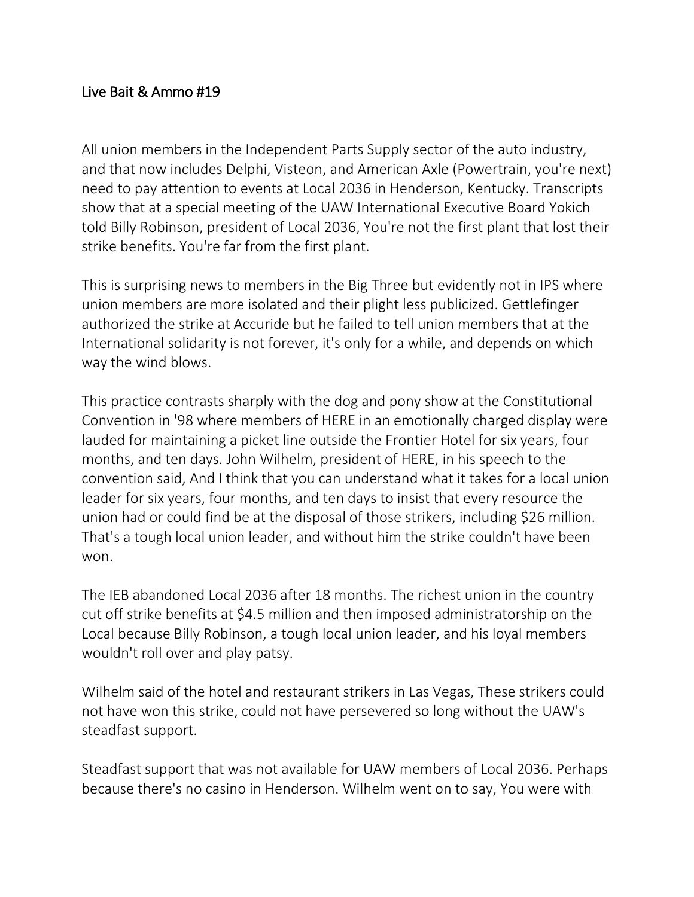## Live Bait & Ammo #19

All union members in the Independent Parts Supply sector of the auto industry, and that now includes Delphi, Visteon, and American Axle (Powertrain, you're next) need to pay attention to events at Local 2036 in Henderson, Kentucky. Transcripts show that at a special meeting of the UAW International Executive Board Yokich told Billy Robinson, president of Local 2036, You're not the first plant that lost their strike benefits. You're far from the first plant.

This is surprising news to members in the Big Three but evidently not in IPS where union members are more isolated and their plight less publicized. Gettlefinger authorized the strike at Accuride but he failed to tell union members that at the International solidarity is not forever, it's only for a while, and depends on which way the wind blows.

This practice contrasts sharply with the dog and pony show at the Constitutional Convention in '98 where members of HERE in an emotionally charged display were lauded for maintaining a picket line outside the Frontier Hotel for six years, four months, and ten days. John Wilhelm, president of HERE, in his speech to the convention said, And I think that you can understand what it takes for a local union leader for six years, four months, and ten days to insist that every resource the union had or could find be at the disposal of those strikers, including $26 million. That's a tough local union leader, and without him the strike couldn't have been won.

The IEB abandoned Local 2036 after 18 months. The richest union in the country cut off strike benefits at $4.5 million and then imposed administratorship on the Local because Billy Robinson, a tough local union leader, and his loyal members wouldn't roll over and play patsy.

Wilhelm said of the hotel and restaurant strikers in Las Vegas, These strikers could not have won this strike, could not have persevered so long without the UAW's steadfast support.

Steadfast support that was not available for UAW members of Local 2036. Perhaps because there's no casino in Henderson. Wilhelm went on to say, You were with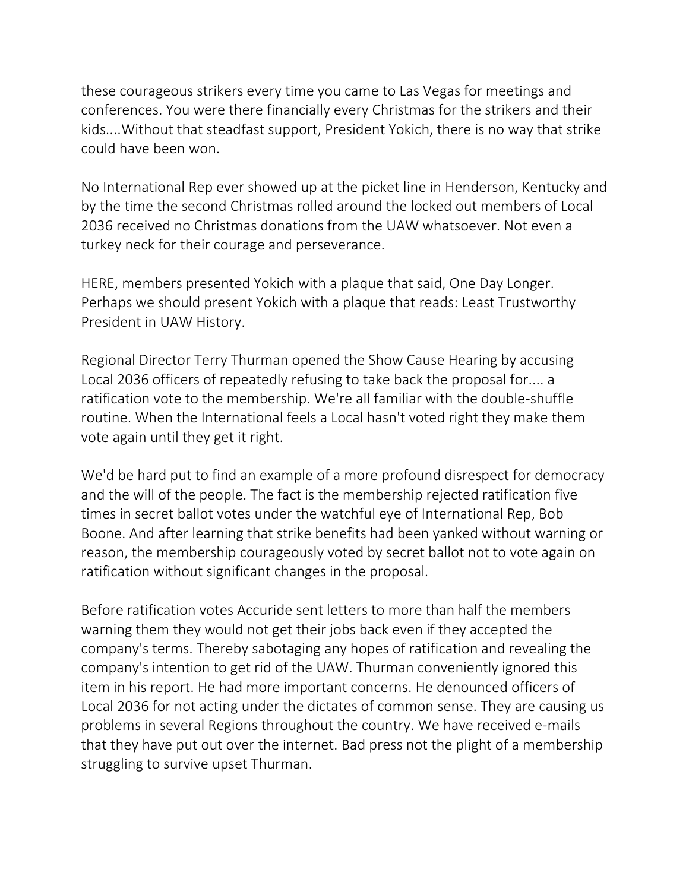these courageous strikers every time you came to Las Vegas for meetings and conferences. You were there financially every Christmas for the strikers and their kids....Without that steadfast support, President Yokich, there is no way that strike could have been won.

No International Rep ever showed up at the picket line in Henderson, Kentucky and by the time the second Christmas rolled around the locked out members of Local 2036 received no Christmas donations from the UAW whatsoever. Not even a turkey neck for their courage and perseverance.

HERE, members presented Yokich with a plaque that said, One Day Longer. Perhaps we should present Yokich with a plaque that reads: Least Trustworthy President in UAW History.

Regional Director Terry Thurman opened the Show Cause Hearing by accusing Local 2036 officers of repeatedly refusing to take back the proposal for.... a ratification vote to the membership. We're all familiar with the double-shuffle routine. When the International feels a Local hasn't voted right they make them vote again until they get it right.

We'd be hard put to find an example of a more profound disrespect for democracy and the will of the people. The fact is the membership rejected ratification five times in secret ballot votes under the watchful eye of International Rep, Bob Boone. And after learning that strike benefits had been yanked without warning or reason, the membership courageously voted by secret ballot not to vote again on ratification without significant changes in the proposal.

Before ratification votes Accuride sent letters to more than half the members warning them they would not get their jobs back even if they accepted the company's terms. Thereby sabotaging any hopes of ratification and revealing the company's intention to get rid of the UAW. Thurman conveniently ignored this item in his report. He had more important concerns. He denounced officers of Local 2036 for not acting under the dictates of common sense. They are causing us problems in several Regions throughout the country. We have received e-mails that they have put out over the internet. Bad press not the plight of a membership struggling to survive upset Thurman.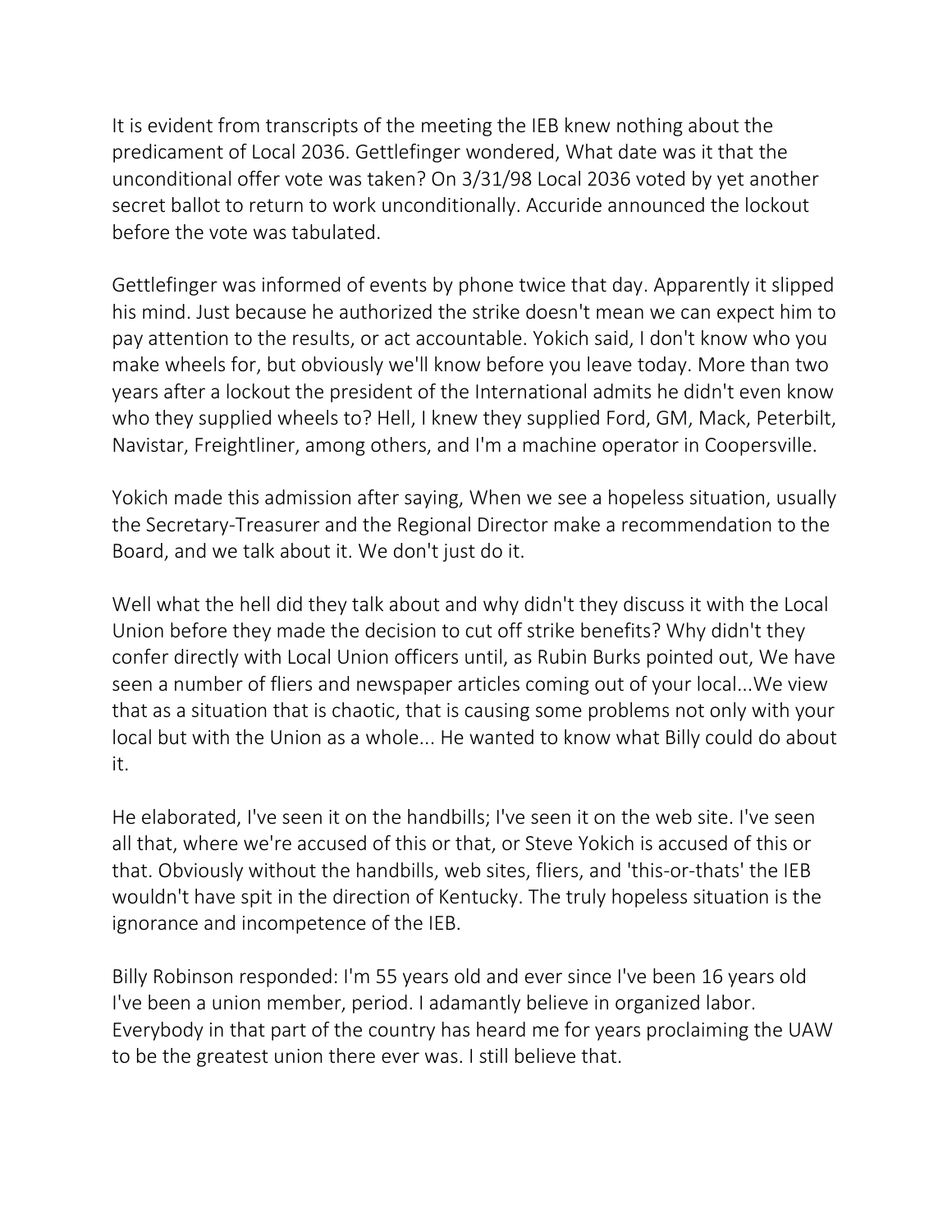It is evident from transcripts of the meeting the IEB knew nothing about the predicament of Local 2036. Gettlefinger wondered, What date was it that the unconditional offer vote was taken? On 3/31/98 Local 2036 voted by yet another secret ballot to return to work unconditionally. Accuride announced the lockout before the vote was tabulated.

Gettlefinger was informed of events by phone twice that day. Apparently it slipped his mind. Just because he authorized the strike doesn't mean we can expect him to pay attention to the results, or act accountable. Yokich said, I don't know who you make wheels for, but obviously we'll know before you leave today. More than two years after a lockout the president of the International admits he didn't even know who they supplied wheels to? Hell, I knew they supplied Ford, GM, Mack, Peterbilt, Navistar, Freightliner, among others, and I'm a machine operator in Coopersville.

Yokich made this admission after saying, When we see a hopeless situation, usually the Secretary-Treasurer and the Regional Director make a recommendation to the Board, and we talk about it. We don't just do it.

Well what the hell did they talk about and why didn't they discuss it with the Local Union before they made the decision to cut off strike benefits? Why didn't they confer directly with Local Union officers until, as Rubin Burks pointed out, We have seen a number of fliers and newspaper articles coming out of your local...We view that as a situation that is chaotic, that is causing some problems not only with your local but with the Union as a whole... He wanted to know what Billy could do about it.

He elaborated, I've seen it on the handbills; I've seen it on the web site. I've seen all that, where we're accused of this or that, or Steve Yokich is accused of this or that. Obviously without the handbills, web sites, fliers, and 'this-or-thats' the IEB wouldn't have spit in the direction of Kentucky. The truly hopeless situation is the ignorance and incompetence of the IEB.

Billy Robinson responded: I'm 55 years old and ever since I've been 16 years old I've been a union member, period. I adamantly believe in organized labor. Everybody in that part of the country has heard me for years proclaiming the UAW to be the greatest union there ever was. I still believe that.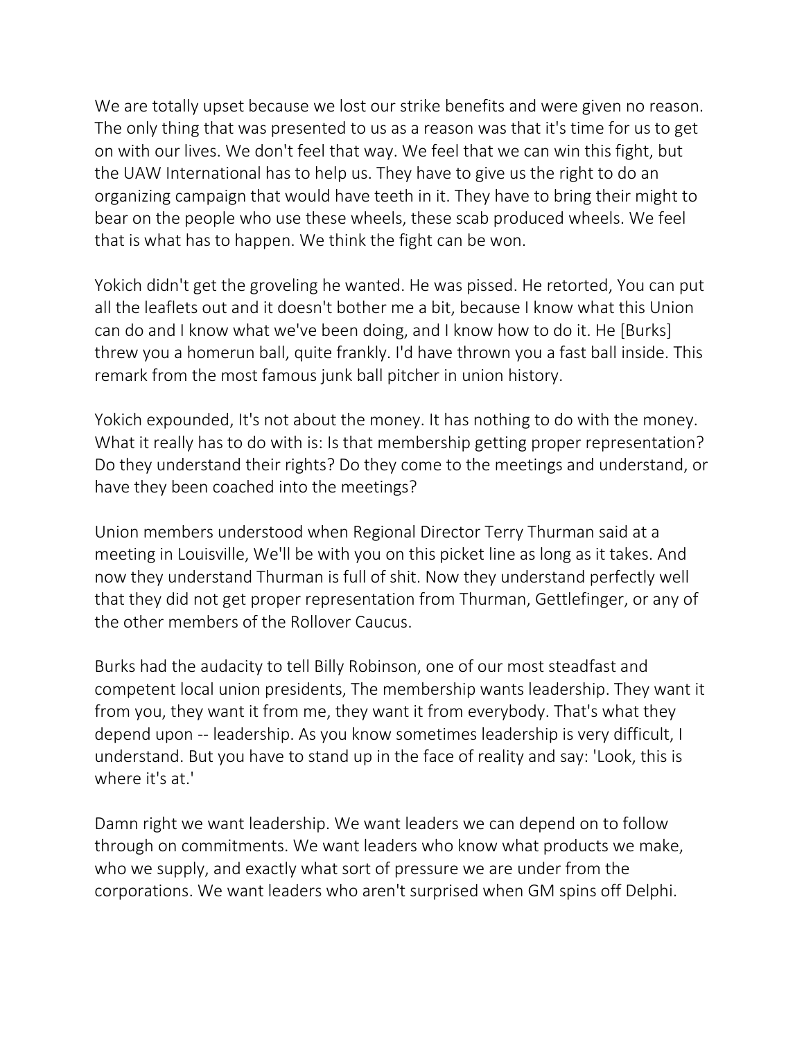We are totally upset because we lost our strike benefits and were given no reason. The only thing that was presented to us as a reason was that it's time for us to get on with our lives. We don't feel that way. We feel that we can win this fight, but the UAW International has to help us. They have to give us the right to do an organizing campaign that would have teeth in it. They have to bring their might to bear on the people who use these wheels, these scab produced wheels. We feel that is what has to happen. We think the fight can be won.

Yokich didn't get the groveling he wanted. He was pissed. He retorted, You can put all the leaflets out and it doesn't bother me a bit, because I know what this Union can do and I know what we've been doing, and I know how to do it. He [Burks] threw you a homerun ball, quite frankly. I'd have thrown you a fast ball inside. This remark from the most famous junk ball pitcher in union history.

Yokich expounded, It's not about the money. It has nothing to do with the money. What it really has to do with is: Is that membership getting proper representation? Do they understand their rights? Do they come to the meetings and understand, or have they been coached into the meetings?

Union members understood when Regional Director Terry Thurman said at a meeting in Louisville, We'll be with you on this picket line as long as it takes. And now they understand Thurman is full of shit. Now they understand perfectly well that they did not get proper representation from Thurman, Gettlefinger, or any of the other members of the Rollover Caucus.

Burks had the audacity to tell Billy Robinson, one of our most steadfast and competent local union presidents, The membership wants leadership. They want it from you, they want it from me, they want it from everybody. That's what they depend upon -- leadership. As you know sometimes leadership is very difficult, I understand. But you have to stand up in the face of reality and say: 'Look, this is where it's at.'

Damn right we want leadership. We want leaders we can depend on to follow through on commitments. We want leaders who know what products we make, who we supply, and exactly what sort of pressure we are under from the corporations. We want leaders who aren't surprised when GM spins off Delphi.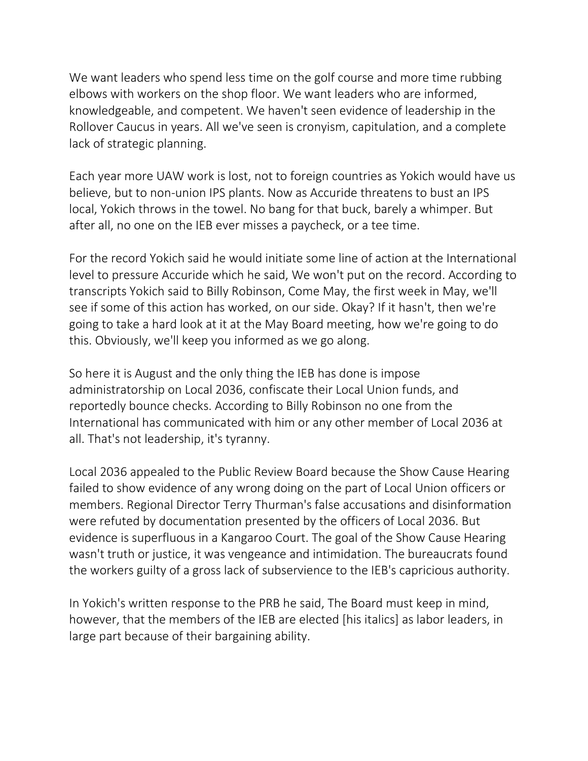We want leaders who spend less time on the golf course and more time rubbing elbows with workers on the shop floor. We want leaders who are informed, knowledgeable, and competent. We haven't seen evidence of leadership in the Rollover Caucus in years. All we've seen is cronyism, capitulation, and a complete lack of strategic planning.

Each year more UAW work is lost, not to foreign countries as Yokich would have us believe, but to non-union IPS plants. Now as Accuride threatens to bust an IPS local, Yokich throws in the towel. No bang for that buck, barely a whimper. But after all, no one on the IEB ever misses a paycheck, or a tee time.

For the record Yokich said he would initiate some line of action at the International level to pressure Accuride which he said, We won't put on the record. According to transcripts Yokich said to Billy Robinson, Come May, the first week in May, we'll see if some of this action has worked, on our side. Okay? If it hasn't, then we're going to take a hard look at it at the May Board meeting, how we're going to do this. Obviously, we'll keep you informed as we go along.

So here it is August and the only thing the IEB has done is impose administratorship on Local 2036, confiscate their Local Union funds, and reportedly bounce checks. According to Billy Robinson no one from the International has communicated with him or any other member of Local 2036 at all. That's not leadership, it's tyranny.

Local 2036 appealed to the Public Review Board because the Show Cause Hearing failed to show evidence of any wrong doing on the part of Local Union officers or members. Regional Director Terry Thurman's false accusations and disinformation were refuted by documentation presented by the officers of Local 2036. But evidence is superfluous in a Kangaroo Court. The goal of the Show Cause Hearing wasn't truth or justice, it was vengeance and intimidation. The bureaucrats found the workers guilty of a gross lack of subservience to the IEB's capricious authority.

In Yokich's written response to the PRB he said, The Board must keep in mind, however, that the members of the IEB are elected [his italics] as labor leaders, in large part because of their bargaining ability.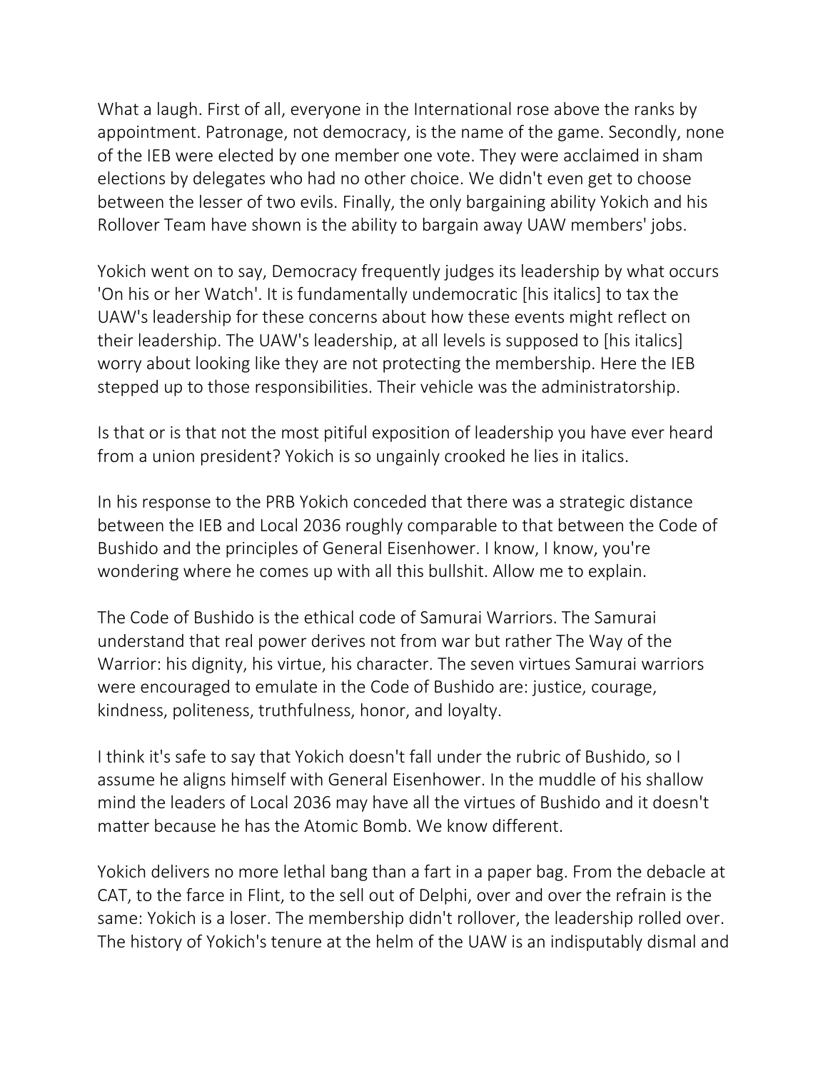What a laugh. First of all, everyone in the International rose above the ranks by appointment. Patronage, not democracy, is the name of the game. Secondly, none of the IEB were elected by one member one vote. They were acclaimed in sham elections by delegates who had no other choice. We didn't even get to choose between the lesser of two evils. Finally, the only bargaining ability Yokich and his Rollover Team have shown is the ability to bargain away UAW members' jobs.

Yokich went on to say, Democracy frequently judges its leadership by what occurs 'On his or her Watch'. It is fundamentally undemocratic [his italics] to tax the UAW's leadership for these concerns about how these events might reflect on their leadership. The UAW's leadership, at all levels is supposed to [his italics] worry about looking like they are not protecting the membership. Here the IEB stepped up to those responsibilities. Their vehicle was the administratorship.

Is that or is that not the most pitiful exposition of leadership you have ever heard from a union president? Yokich is so ungainly crooked he lies in italics.

In his response to the PRB Yokich conceded that there was a strategic distance between the IEB and Local 2036 roughly comparable to that between the Code of Bushido and the principles of General Eisenhower. I know, I know, you're wondering where he comes up with all this bullshit. Allow me to explain.

The Code of Bushido is the ethical code of Samurai Warriors. The Samurai understand that real power derives not from war but rather The Way of the Warrior: his dignity, his virtue, his character. The seven virtues Samurai warriors were encouraged to emulate in the Code of Bushido are: justice, courage, kindness, politeness, truthfulness, honor, and loyalty.

I think it's safe to say that Yokich doesn't fall under the rubric of Bushido, so I assume he aligns himself with General Eisenhower. In the muddle of his shallow mind the leaders of Local 2036 may have all the virtues of Bushido and it doesn't matter because he has the Atomic Bomb. We know different.

Yokich delivers no more lethal bang than a fart in a paper bag. From the debacle at CAT, to the farce in Flint, to the sell out of Delphi, over and over the refrain is the same: Yokich is a loser. The membership didn't rollover, the leadership rolled over. The history of Yokich's tenure at the helm of the UAW is an indisputably dismal and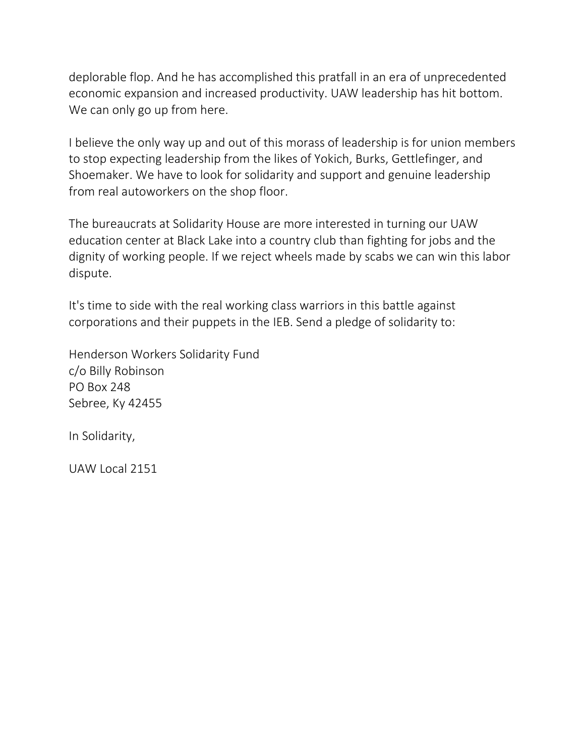deplorable flop. And he has accomplished this pratfall in an era of unprecedented economic expansion and increased productivity. UAW leadership has hit bottom. We can only go up from here.

I believe the only way up and out of this morass of leadership is for union members to stop expecting leadership from the likes of Yokich, Burks, Gettlefinger, and Shoemaker. We have to look for solidarity and support and genuine leadership from real autoworkers on the shop floor.

The bureaucrats at Solidarity House are more interested in turning our UAW education center at Black Lake into a country club than fighting for jobs and the dignity of working people. If we reject wheels made by scabs we can win this labor dispute.

It's time to side with the real working class warriors in this battle against corporations and their puppets in the IEB. Send a pledge of solidarity to:

Henderson Workers Solidarity Fund  
c/o Billy Robinson  
PO Box 248  
Sebree, Ky 42455

In Solidarity,

UAW Local 2151